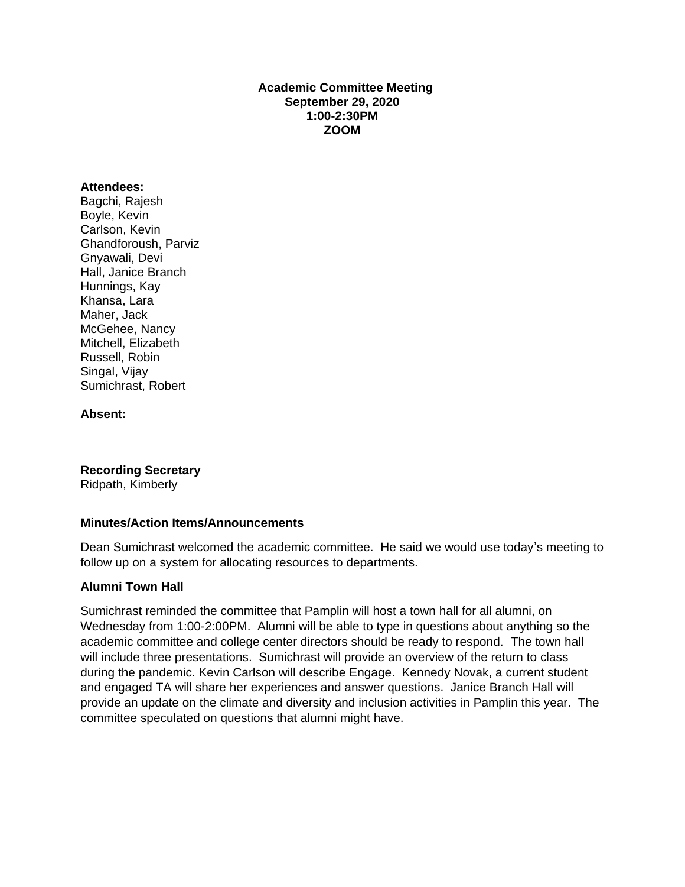**Academic Committee Meeting**
**September 29, 2020**
**1:00-2:30PM**
**ZOOM**

**Attendees:**
Bagchi, Rajesh
Boyle, Kevin
Carlson, Kevin
Ghandforoush, Parviz
Gnyawali, Devi
Hall, Janice Branch
Hunnings, Kay
Khansa, Lara
Maher, Jack
McGehee, Nancy
Mitchell, Elizabeth
Russell, Robin
Singal, Vijay
Sumichrast, Robert

**Absent:**

**Recording Secretary**
Ridpath, Kimberly

### Minutes/Action Items/Announcements

Dean Sumichrast welcomed the academic committee. He said we would use today's meeting to follow up on a system for allocating resources to departments.

### Alumni Town Hall

Sumichrast reminded the committee that Pamplin will host a town hall for all alumni, on Wednesday from 1:00-2:00PM. Alumni will be able to type in questions about anything so the academic committee and college center directors should be ready to respond. The town hall will include three presentations. Sumichrast will provide an overview of the return to class during the pandemic. Kevin Carlson will describe Engage. Kennedy Novak, a current student and engaged TA will share her experiences and answer questions. Janice Branch Hall will provide an update on the climate and diversity and inclusion activities in Pamplin this year. The committee speculated on questions that alumni might have.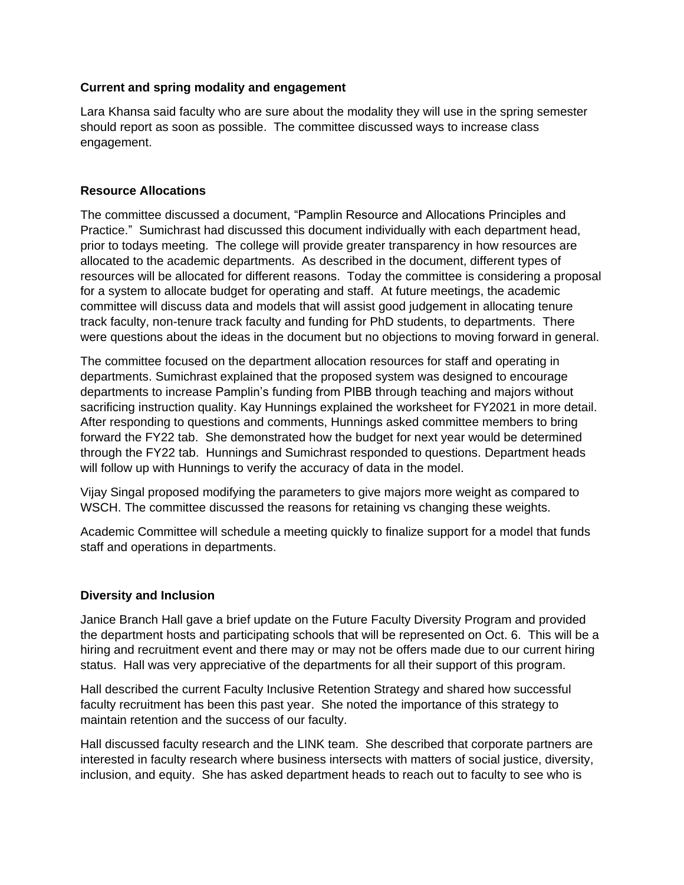**Current and spring modality and engagement**

Lara Khansa said faculty who are sure about the modality they will use in the spring semester should report as soon as possible. The committee discussed ways to increase class engagement.

**Resource Allocations**

The committee discussed a document, "Pamplin Resource and Allocations Principles and Practice." Sumichrast had discussed this document individually with each department head, prior to todays meeting. The college will provide greater transparency in how resources are allocated to the academic departments. As described in the document, different types of resources will be allocated for different reasons. Today the committee is considering a proposal for a system to allocate budget for operating and staff. At future meetings, the academic committee will discuss data and models that will assist good judgement in allocating tenure track faculty, non-tenure track faculty and funding for PhD students, to departments. There were questions about the ideas in the document but no objections to moving forward in general.

The committee focused on the department allocation resources for staff and operating in departments. Sumichrast explained that the proposed system was designed to encourage departments to increase Pamplin's funding from PIBB through teaching and majors without sacrificing instruction quality. Kay Hunnings explained the worksheet for FY2021 in more detail. After responding to questions and comments, Hunnings asked committee members to bring forward the FY22 tab. She demonstrated how the budget for next year would be determined through the FY22 tab. Hunnings and Sumichrast responded to questions. Department heads will follow up with Hunnings to verify the accuracy of data in the model.

Vijay Singal proposed modifying the parameters to give majors more weight as compared to WSCH. The committee discussed the reasons for retaining vs changing these weights.

Academic Committee will schedule a meeting quickly to finalize support for a model that funds staff and operations in departments.

**Diversity and Inclusion**

Janice Branch Hall gave a brief update on the Future Faculty Diversity Program and provided the department hosts and participating schools that will be represented on Oct. 6. This will be a hiring and recruitment event and there may or may not be offers made due to our current hiring status. Hall was very appreciative of the departments for all their support of this program.

Hall described the current Faculty Inclusive Retention Strategy and shared how successful faculty recruitment has been this past year. She noted the importance of this strategy to maintain retention and the success of our faculty.

Hall discussed faculty research and the LINK team. She described that corporate partners are interested in faculty research where business intersects with matters of social justice, diversity, inclusion, and equity. She has asked department heads to reach out to faculty to see who is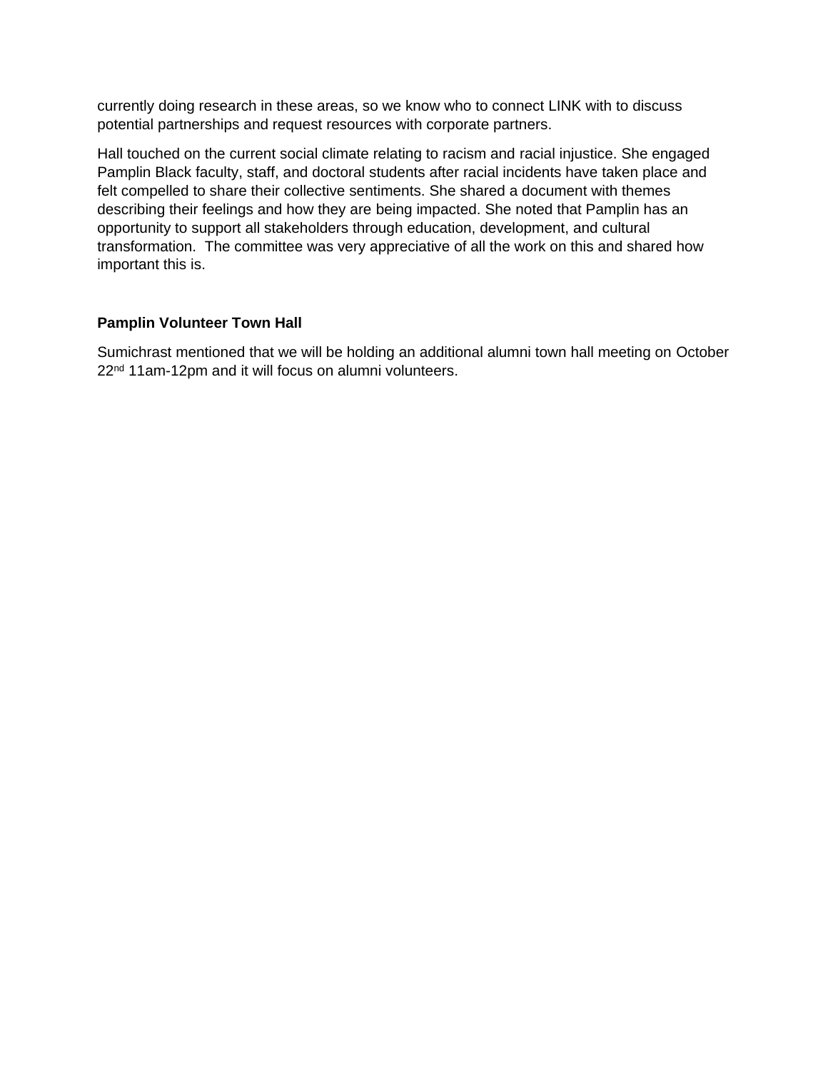currently doing research in these areas, so we know who to connect LINK with to discuss potential partnerships and request resources with corporate partners.

Hall touched on the current social climate relating to racism and racial injustice. She engaged Pamplin Black faculty, staff, and doctoral students after racial incidents have taken place and felt compelled to share their collective sentiments. She shared a document with themes describing their feelings and how they are being impacted. She noted that Pamplin has an opportunity to support all stakeholders through education, development, and cultural transformation. The committee was very appreciative of all the work on this and shared how important this is.

**Pamplin Volunteer Town Hall**

Sumichrast mentioned that we will be holding an additional alumni town hall meeting on October 22nd 11am-12pm and it will focus on alumni volunteers.